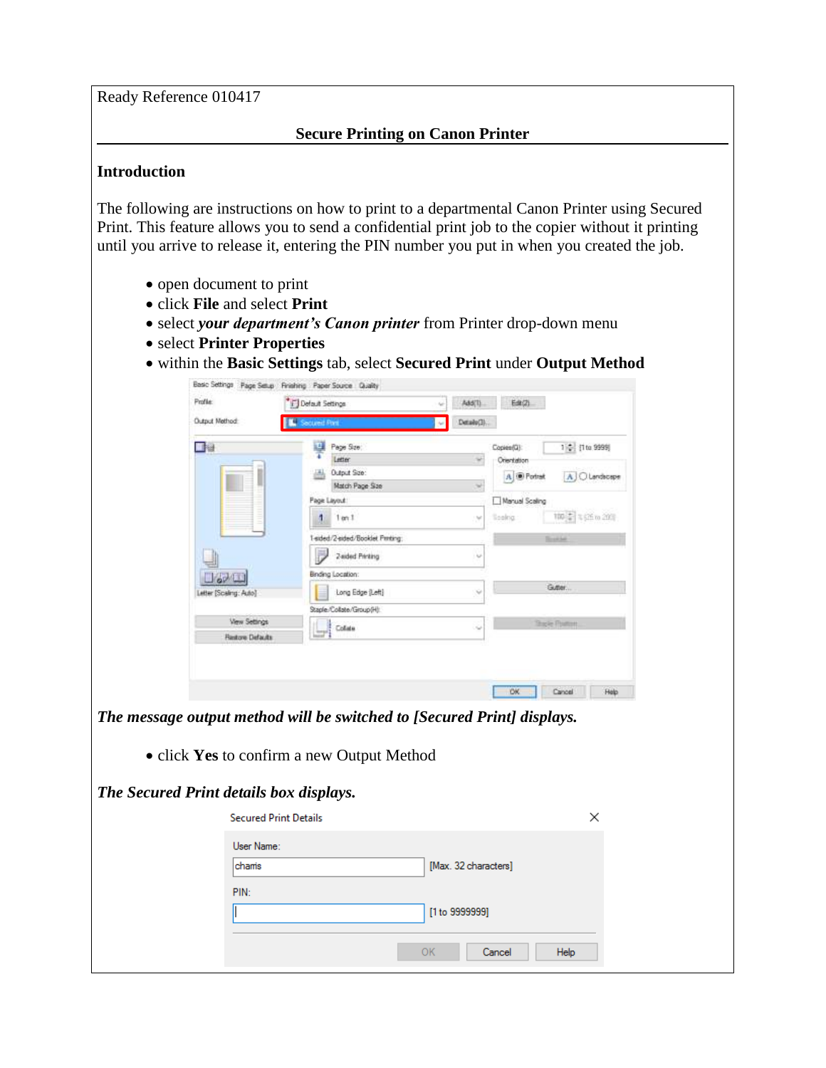Ready Reference 010417

## Secure Printing on Canon Printer

### Introduction

The following are instructions on how to print to a departmental Canon Printer using Secured Print. This feature allows you to send a confidential print job to the copier without it printing until you arrive to release it, entering the PIN number you put in when you created the job.

- open document to print
- click **File** and select **Print**
- select ***your department's Canon printer*** from Printer drop-down menu
- select **Printer Properties**
- within the **Basic Settings** tab, select **Secured Print** under **Output Method**

***The message output method will be switched to [Secured Print] displays.***

- click **Yes** to confirm a new Output Method

***The Secured Print details box displays.***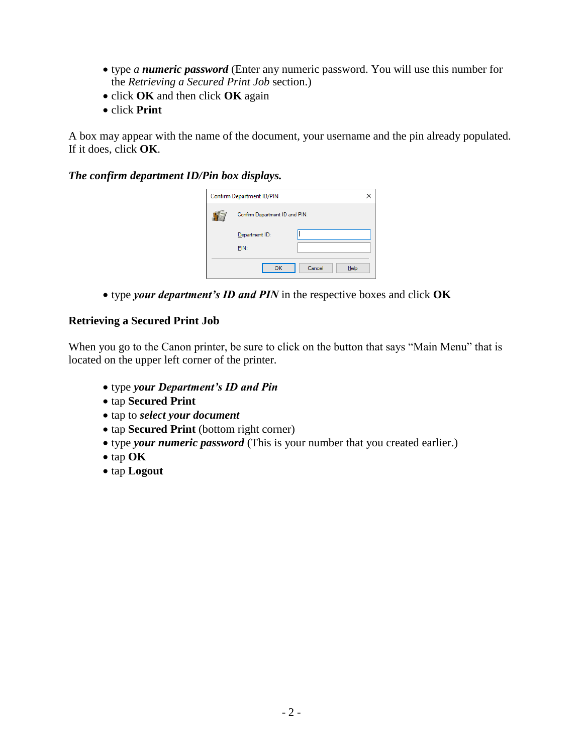- type *a **numeric password*** (Enter any numeric password. You will use this number for the *Retrieving a Secured Print Job* section.)
- click **OK** and then click **OK** again
- click **Print**

A box may appear with the name of the document, your username and the pin already populated. If it does, click **OK**.

***The confirm department ID/Pin box displays.***

- type ***your department's ID and PIN*** in the respective boxes and click **OK**

**Retrieving a Secured Print Job**

When you go to the Canon printer, be sure to click on the button that says "Main Menu" that is located on the upper left corner of the printer.

- type ***your Department's ID and Pin***
- tap **Secured Print**
- tap to ***select your document***
- tap **Secured Print** (bottom right corner)
- type ***your numeric password*** (This is your number that you created earlier.)
- tap **OK**
- tap **Logout**